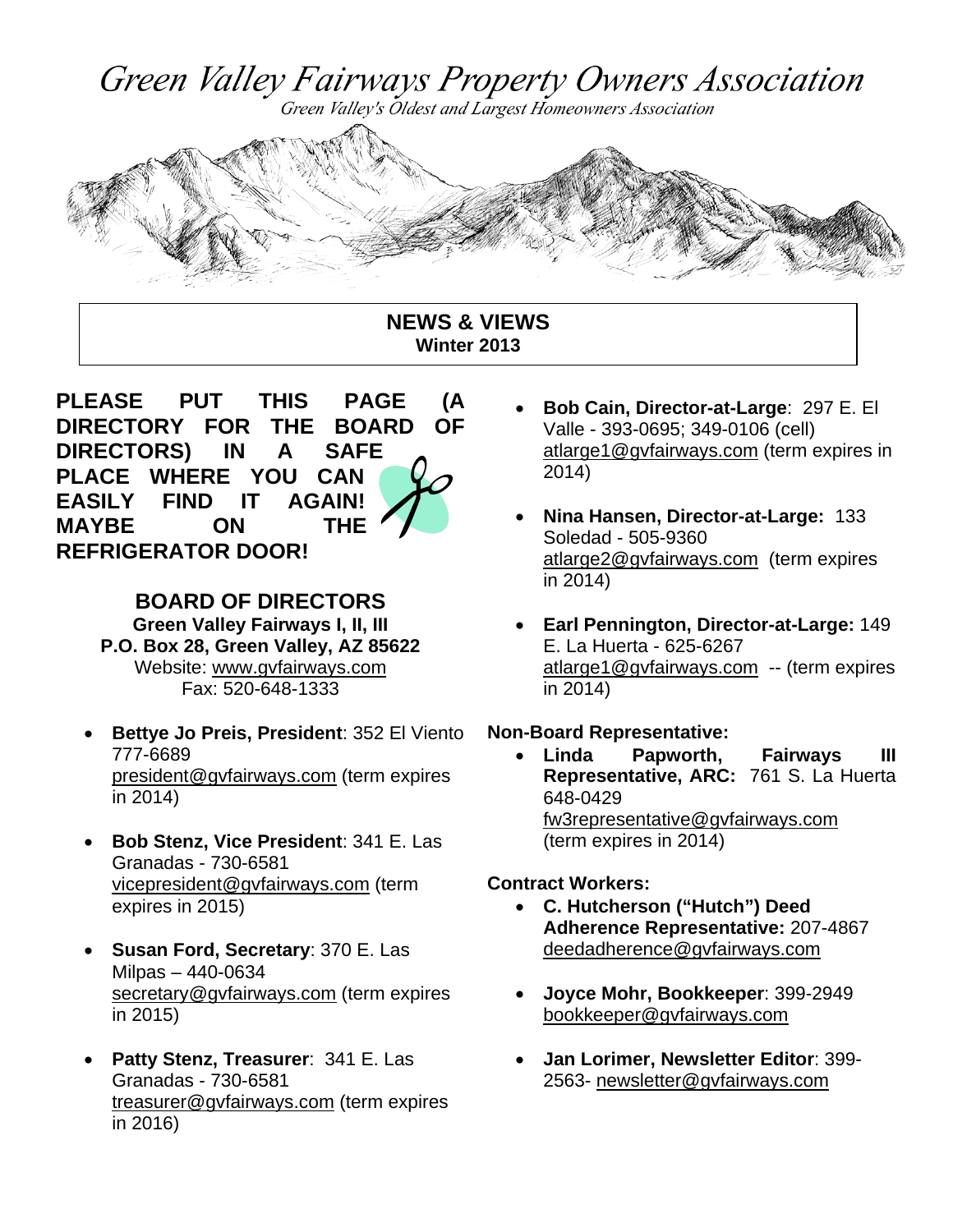# Green Valley Fairways Property Owners Association

*Green Valley's Oldest and Largest Homeowners Association*

## NEWS & VIEWS
**Winter 2013**

**PLEASE PUT THIS PAGE (A DIRECTORY FOR THE BOARD OF DIRECTORS) IN A SAFE PLACE WHERE YOU CAN EASILY FIND IT AGAIN! MAYBE ON THE REFRIGERATOR DOOR!**

## BOARD OF DIRECTORS

**Green Valley Fairways I, II, III**
**P.O. Box 28, Green Valley, AZ 85622**
Website: www.gvfairways.com
Fax: 520-648-1333

- **Bettye Jo Preis, President**: 352 El Viento 777-6689 president@gvfairways.com (term expires in 2014)
- **Bob Stenz, Vice President**: 341 E. Las Granadas - 730-6581 vicepresident@gvfairways.com (term expires in 2015)
- **Susan Ford, Secretary**: 370 E. Las Milpas – 440-0634 secretary@gvfairways.com (term expires in 2015)
- **Patty Stenz, Treasurer**: 341 E. Las Granadas - 730-6581 treasurer@gvfairways.com (term expires in 2016)
- **Bob Cain, Director-at-Large**: 297 E. El Valle - 393-0695; 349-0106 (cell) atlarge1@gvfairways.com (term expires in 2014)
- **Nina Hansen, Director-at-Large:** 133 Soledad - 505-9360 atlarge2@gvfairways.com (term expires in 2014)
- **Earl Pennington, Director-at-Large:** 149 E. La Huerta - 625-6267 atlarge1@gvfairways.com -- (term expires in 2014)

**Non-Board Representative:**

- **Linda Papworth, Fairways III Representative, ARC:** 761 S. La Huerta 648-0429 fw3representative@gvfairways.com (term expires in 2014)

**Contract Workers:**

- **C. Hutcherson ("Hutch") Deed Adherence Representative:** 207-4867 deedadherence@gvfairways.com
- **Joyce Mohr, Bookkeeper**: 399-2949 bookkeeper@gvfairways.com
- **Jan Lorimer, Newsletter Editor**: 399-2563- newsletter@gvfairways.com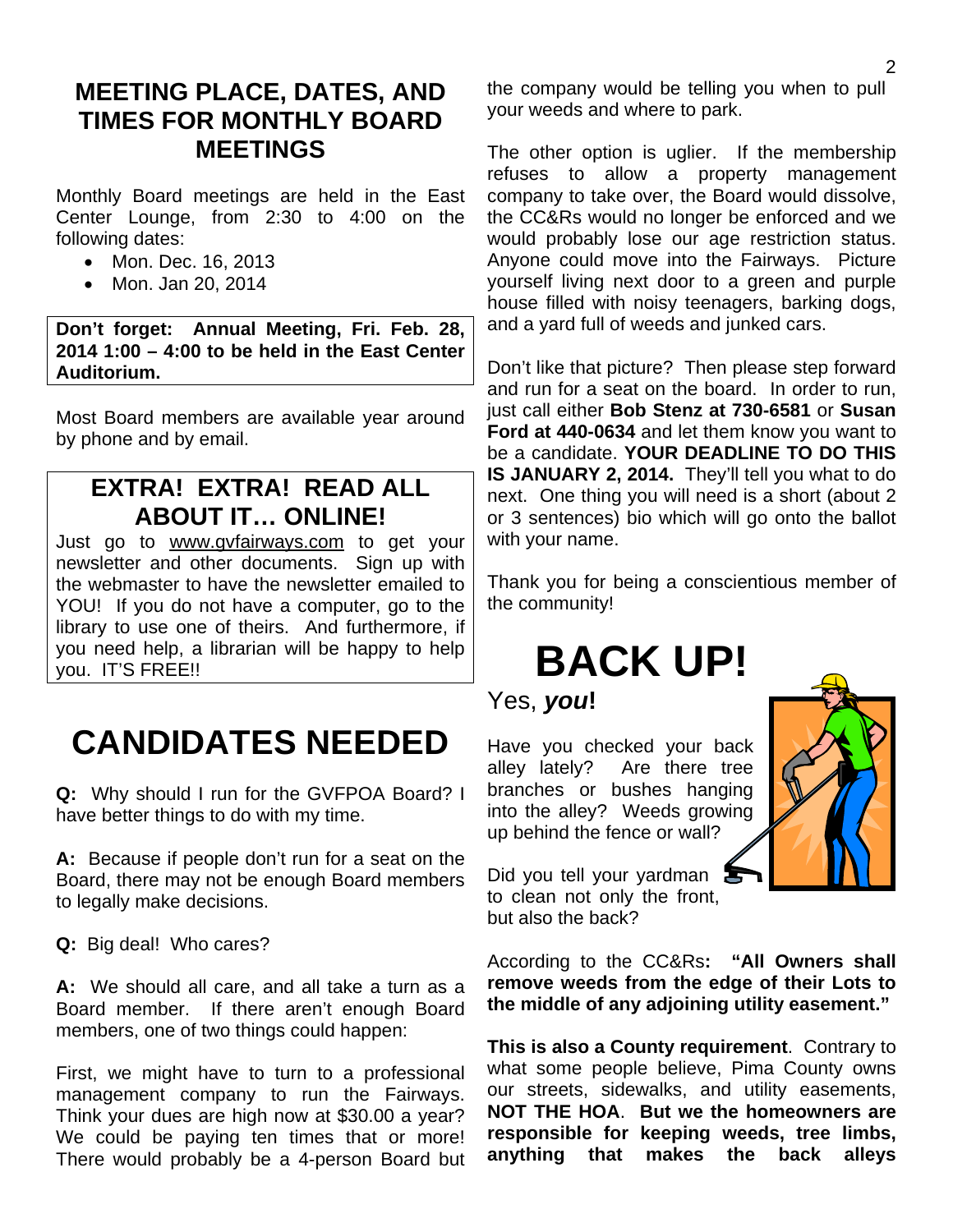## MEETING PLACE, DATES, AND TIMES FOR MONTHLY BOARD MEETINGS

Monthly Board meetings are held in the East Center Lounge, from 2:30 to 4:00 on the following dates:

- Mon. Dec. 16, 2013
- Mon. Jan 20, 2014

**Don't forget: Annual Meeting, Fri. Feb. 28, 2014 1:00 – 4:00 to be held in the East Center Auditorium.**

Most Board members are available year around by phone and by email.

## EXTRA! EXTRA! READ ALL ABOUT IT… ONLINE!

Just go to www.gvfairways.com to get your newsletter and other documents. Sign up with the webmaster to have the newsletter emailed to YOU! If you do not have a computer, go to the library to use one of theirs. And furthermore, if you need help, a librarian will be happy to help you. IT'S FREE!!

# CANDIDATES NEEDED

**Q:** Why should I run for the GVFPOA Board? I have better things to do with my time.

**A:** Because if people don't run for a seat on the Board, there may not be enough Board members to legally make decisions.

**Q:** Big deal! Who cares?

**A:** We should all care, and all take a turn as a Board member. If there aren't enough Board members, one of two things could happen:

First, we might have to turn to a professional management company to run the Fairways. Think your dues are high now at $30.00 a year? We could be paying ten times that or more! There would probably be a 4-person Board but the company would be telling you when to pull your weeds and where to park.

The other option is uglier. If the membership refuses to allow a property management company to take over, the Board would dissolve, the CC&Rs would no longer be enforced and we would probably lose our age restriction status. Anyone could move into the Fairways. Picture yourself living next door to a green and purple house filled with noisy teenagers, barking dogs, and a yard full of weeds and junked cars.

Don't like that picture? Then please step forward and run for a seat on the board. In order to run, just call either **Bob Stenz at 730-6581** or **Susan Ford at 440-0634** and let them know you want to be a candidate. **YOUR DEADLINE TO DO THIS IS JANUARY 2, 2014.** They'll tell you what to do next. One thing you will need is a short (about 2 or 3 sentences) bio which will go onto the ballot with your name.

Thank you for being a conscientious member of the community!

# BACK UP!

Yes, ***you*!**

Have you checked your back alley lately? Are there tree branches or bushes hanging into the alley? Weeds growing up behind the fence or wall?

Did you tell your yardman to clean not only the front, but also the back?

According to the CC&Rs**: "All Owners shall remove weeds from the edge of their Lots to the middle of any adjoining utility easement."**

**This is also a County requirement**. Contrary to what some people believe, Pima County owns our streets, sidewalks, and utility easements, **NOT THE HOA**. **But we the homeowners are responsible for keeping weeds, tree limbs, anything that makes the back alleys**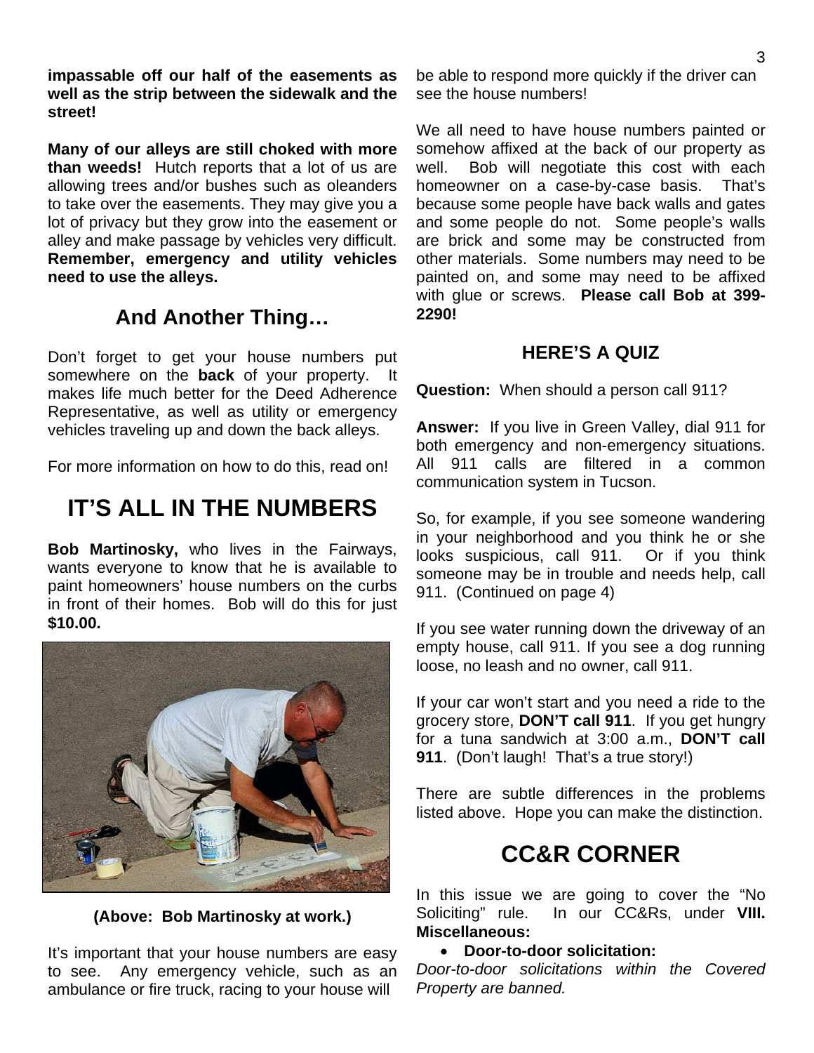**impassable off our half of the easements as well as the strip between the sidewalk and the street!**

**Many of our alleys are still choked with more than weeds!** Hutch reports that a lot of us are allowing trees and/or bushes such as oleanders to take over the easements. They may give you a lot of privacy but they grow into the easement or alley and make passage by vehicles very difficult. **Remember, emergency and utility vehicles need to use the alleys.**

## And Another Thing…

Don't forget to get your house numbers put somewhere on the **back** of your property. It makes life much better for the Deed Adherence Representative, as well as utility or emergency vehicles traveling up and down the back alleys.

For more information on how to do this, read on!

# IT'S ALL IN THE NUMBERS

**Bob Martinosky,** who lives in the Fairways, wants everyone to know that he is available to paint homeowners' house numbers on the curbs in front of their homes. Bob will do this for just **$10.00.**

**(Above: Bob Martinosky at work.)**

It's important that your house numbers are easy to see. Any emergency vehicle, such as an ambulance or fire truck, racing to your house will be able to respond more quickly if the driver can see the house numbers!

We all need to have house numbers painted or somehow affixed at the back of our property as well. Bob will negotiate this cost with each homeowner on a case-by-case basis. That's because some people have back walls and gates and some people do not. Some people's walls are brick and some may be constructed from other materials. Some numbers may need to be painted on, and some may need to be affixed with glue or screws. **Please call Bob at 399-2290!**

## HERE'S A QUIZ

**Question:** When should a person call 911?

**Answer:** If you live in Green Valley, dial 911 for both emergency and non-emergency situations. All 911 calls are filtered in a common communication system in Tucson.

So, for example, if you see someone wandering in your neighborhood and you think he or she looks suspicious, call 911. Or if you think someone may be in trouble and needs help, call 911. (Continued on page 4)

If you see water running down the driveway of an empty house, call 911. If you see a dog running loose, no leash and no owner, call 911.

If your car won't start and you need a ride to the grocery store, **DON'T call 911**. If you get hungry for a tuna sandwich at 3:00 a.m., **DON'T call 911**. (Don't laugh! That's a true story!)

There are subtle differences in the problems listed above. Hope you can make the distinction.

# CC&R CORNER

In this issue we are going to cover the "No Soliciting" rule. In our CC&Rs, under **VIII. Miscellaneous:**

- **Door-to-door solicitation:**

*Door-to-door solicitations within the Covered Property are banned.*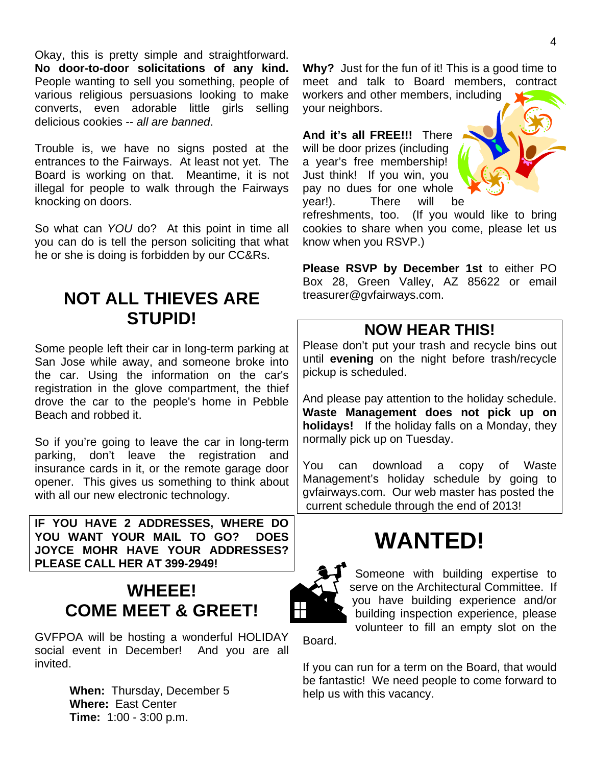Okay, this is pretty simple and straightforward. **No door-to-door solicitations of any kind.** People wanting to sell you something, people of various religious persuasions looking to make converts, even adorable little girls selling delicious cookies -- *all are banned*.

Trouble is, we have no signs posted at the entrances to the Fairways. At least not yet. The Board is working on that. Meantime, it is not illegal for people to walk through the Fairways knocking on doors.

So what can *YOU* do? At this point in time all you can do is tell the person soliciting that what he or she is doing is forbidden by our CC&Rs.

## NOT ALL THIEVES ARE STUPID!

Some people left their car in long-term parking at San Jose while away, and someone broke into the car. Using the information on the car's registration in the glove compartment, the thief drove the car to the people's home in Pebble Beach and robbed it.

So if you're going to leave the car in long-term parking, don't leave the registration and insurance cards in it, or the remote garage door opener. This gives us something to think about with all our new electronic technology.

**IF YOU HAVE 2 ADDRESSES, WHERE DO YOU WANT YOUR MAIL TO GO? DOES JOYCE MOHR HAVE YOUR ADDRESSES? PLEASE CALL HER AT 399-2949!**

## WHEEE! COME MEET & GREET!

GVFPOA will be hosting a wonderful HOLIDAY social event in December! And you are all invited.

**When:** Thursday, December 5
**Where:** East Center
**Time:** 1:00 - 3:00 p.m.

**Why?** Just for the fun of it! This is a good time to meet and talk to Board members, contract workers and other members, including your neighbors.

**And it's all FREE!!!** There will be door prizes (including a year's free membership! Just think! If you win, you pay no dues for one whole year!). There will be refreshments, too. (If you would like to bring cookies to share when you come, please let us know when you RSVP.)

**Please RSVP by December 1st** to either PO Box 28, Green Valley, AZ 85622 or email treasurer@gvfairways.com.

## NOW HEAR THIS!

Please don't put your trash and recycle bins out until **evening** on the night before trash/recycle pickup is scheduled.

And please pay attention to the holiday schedule. **Waste Management does not pick up on holidays!** If the holiday falls on a Monday, they normally pick up on Tuesday.

You can download a copy of Waste Management's holiday schedule by going to gvfairways.com. Our web master has posted the current schedule through the end of 2013!

# WANTED!

Someone with building expertise to serve on the Architectural Committee. If you have building experience and/or building inspection experience, please volunteer to fill an empty slot on the Board.

If you can run for a term on the Board, that would be fantastic! We need people to come forward to help us with this vacancy.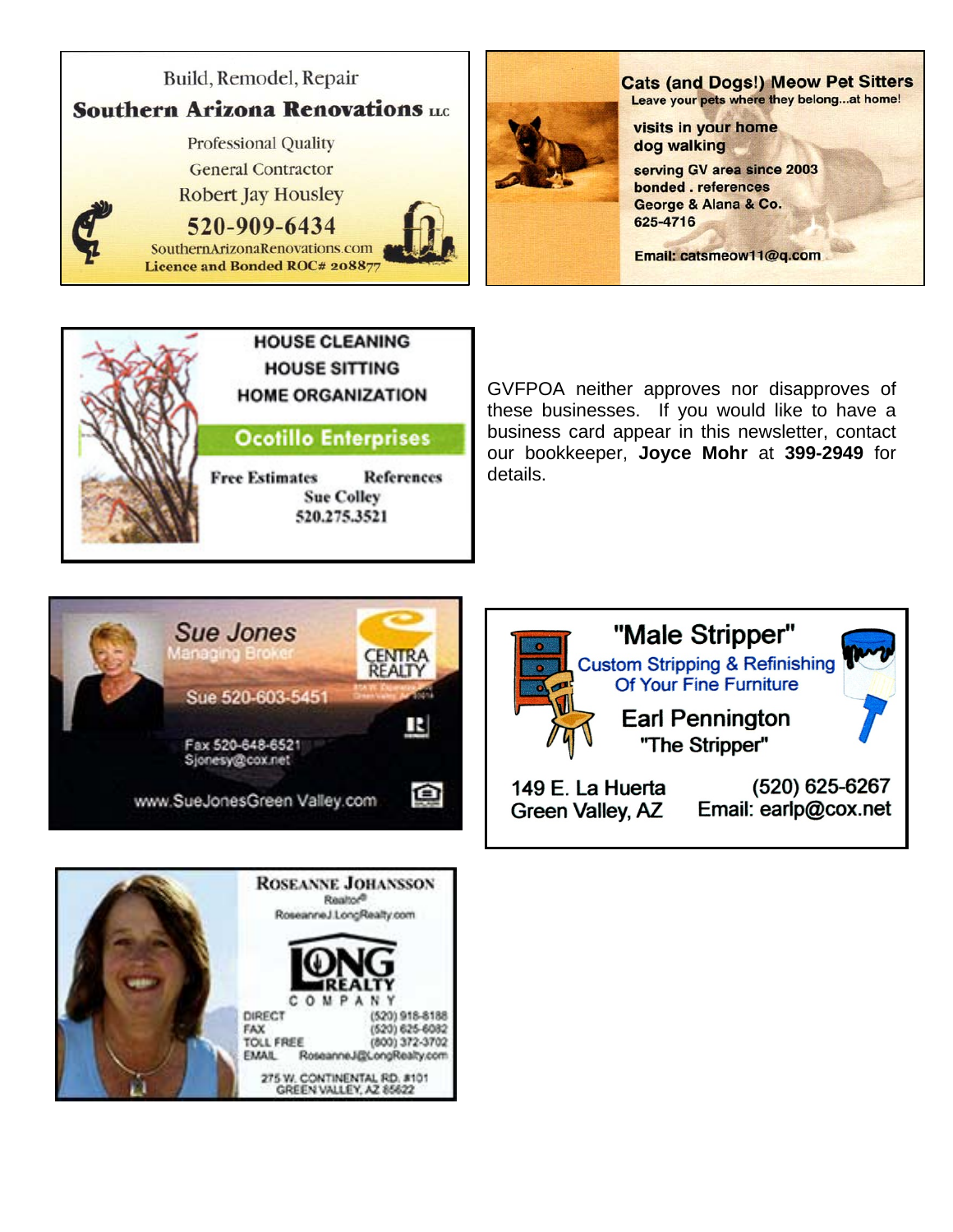Build, Remodel, Repair

**Southern Arizona Renovations LLC**

Professional Quality

General Contractor

Robert Jay Housley

520-909-6434

SouthernArizonaRenovations.com

Licence and Bonded ROC# 208877

---

**Cats (and Dogs!) Meow Pet Sitters**

Leave your pets where they belong...at home!

visits in your home

dog walking

serving GV area since 2003

bonded . references

George & Alana & Co.

625-4716

Email: catsmeow11@q.com

---

HOUSE CLEANING

HOUSE SITTING

HOME ORGANIZATION

**Ocotillo Enterprises**

Free Estimates    References

Sue Colley

520.275.3521

---

GVFPOA neither approves nor disapproves of these businesses. If you would like to have a business card appear in this newsletter, contact our bookkeeper, **Joyce Mohr** at **399-2949** for details.

---

Sue Jones

Managing Broker

CENTRA REALTY

Sue 520-603-5451

Fax 520-648-6521

Sjonesy@cox.net

www.SueJonesGreen Valley.com

---

**"Male Stripper"**

Custom Stripping & Refinishing Of Your Fine Furniture

Earl Pennington

"The Stripper"

149 E. La Huerta
Green Valley, AZ

(520) 625-6267
Email: earlp@cox.net

---

ROSEANNE JOHANSSON

Realtor®

RoseanneJ.LongRealty.com

LONG REALTY COMPANY

DIRECT (520) 918-8188

FAX (520) 625-6082

TOLL FREE (800) 372-3702

EMAIL RoseanneJ@LongRealty.com

275 W. CONTINENTAL RD. #101
GREEN VALLEY, AZ 85622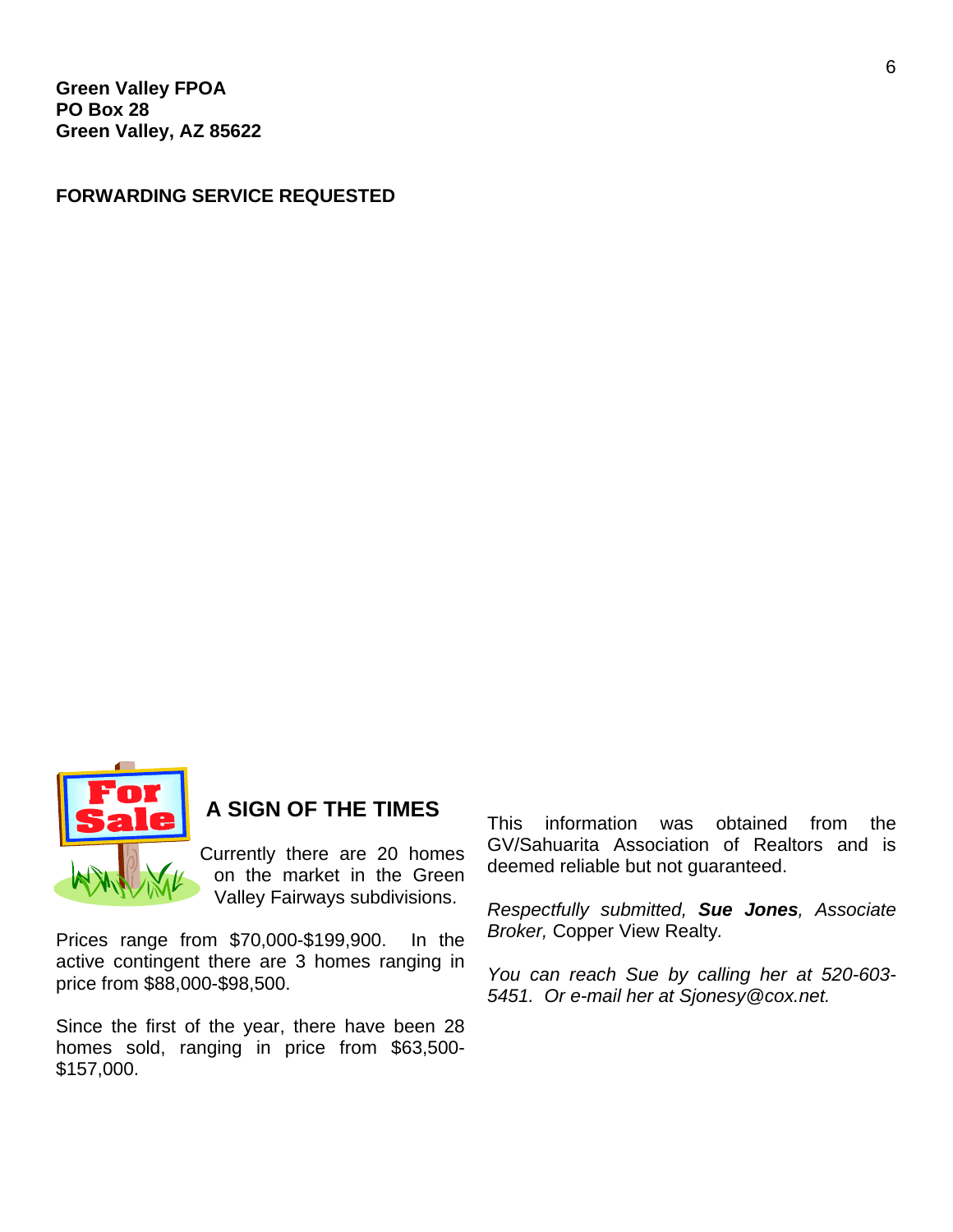**Green Valley FPOA**
**PO Box 28**
**Green Valley, AZ 85622**

**FORWARDING SERVICE REQUESTED**

## A SIGN OF THE TIMES

Currently there are 20 homes on the market in the Green Valley Fairways subdivisions.

Prices range from $70,000-$199,900. In the active contingent there are 3 homes ranging in price from $88,000-$98,500.

Since the first of the year, there have been 28 homes sold, ranging in price from $63,500-$157,000.

This information was obtained from the GV/Sahuarita Association of Realtors and is deemed reliable but not guaranteed.

*Respectfully submitted,* ***Sue Jones****, Associate Broker,* Copper View Realty.

*You can reach Sue by calling her at 520-603-5451. Or e-mail her at Sjonesy@cox.net.*